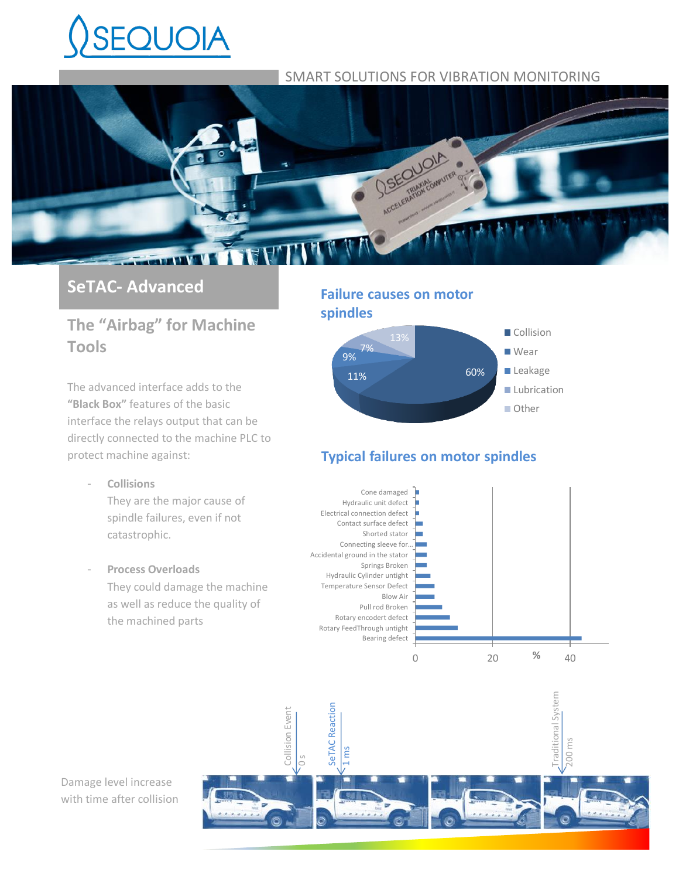# SEQUOIA

SMART SOLUTIONS FOR VIBRATION MONITORING

## SeTAC- Advanced

### The "Airbag" for Machine Tools

The advanced interface adds to the **"Black Box"** features of the basic interface the relays output that can be directly connected to the machine PLC to protect machine against:

- **Collisions**

  They are the major cause of spindle failures, even if not catastrophic.

- **Process Overloads**

  They could damage the machine as well as reduce the quality of the machined parts

### Failure causes on motor spindles

| Cause | % |
|---|---|
| Collision | 60% |
| Wear | 11% |
| Leakage | 9% |
| Lubrication | 7% |
| Other | 13% |

### Typical failures on motor spindles

Failure types (x-axis: %, scale 0–40):

- Cone damaged
- Hydraulic unit defect
- Electrical connection defect
- Contact surface defect
- Shorted stator
- Connecting sleeve for...
- Accidental ground in the stator
- Springs Broken
- Hydraulic Cylinder untight
- Temperature Sensor Defect
- Blow Air
- Pull rod Broken
- Rotary encodert defect
- Rotary FeedThrough untight
- Bearing defect

Damage level increase with time after collision

Collision Event 0 s — SeTAC Reaction 1 ms — Traditional System 200 ms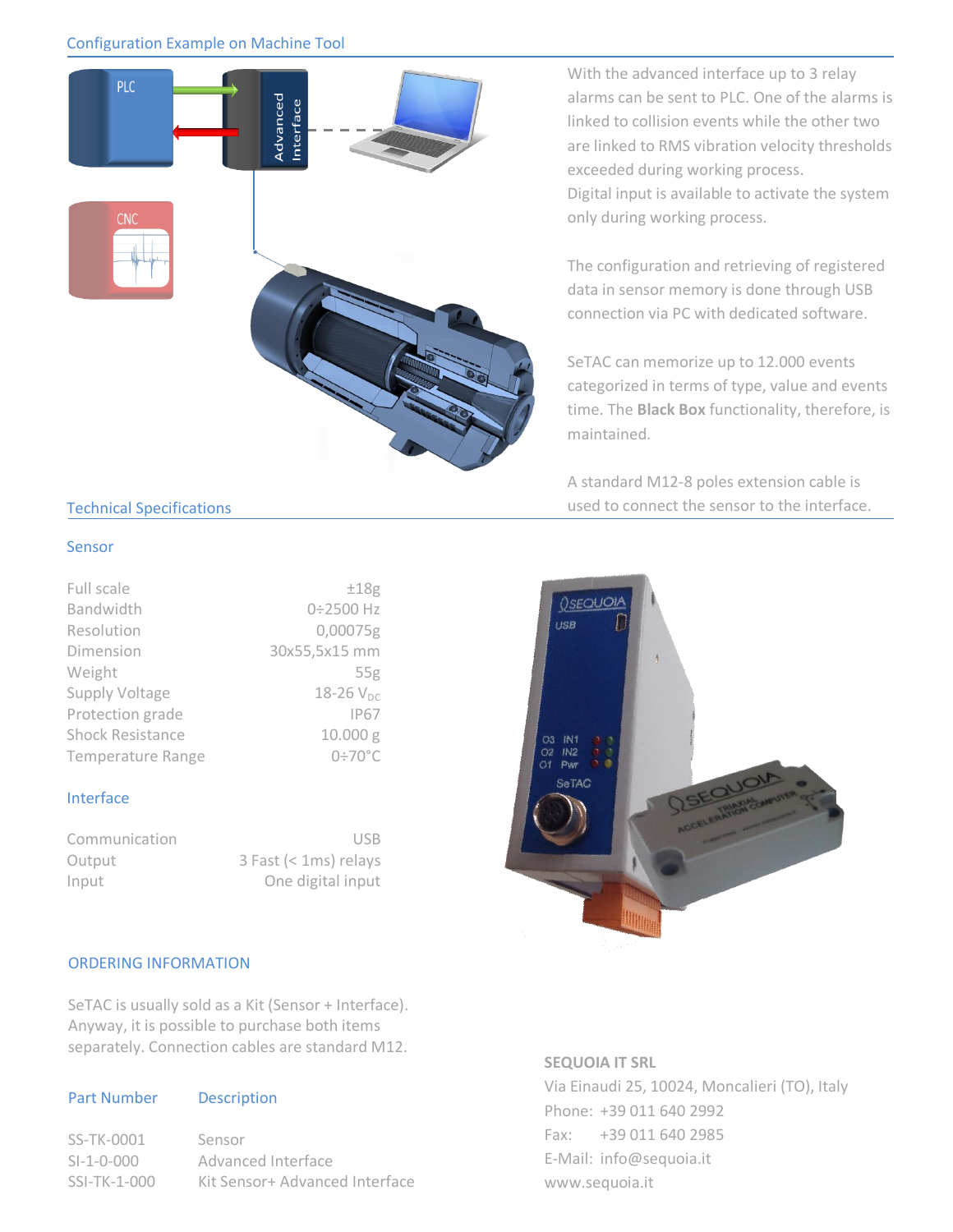## Configuration Example on Machine Tool

With the advanced interface up to 3 relay alarms can be sent to PLC. One of the alarms is linked to collision events while the other two are linked to RMS vibration velocity thresholds exceeded during working process.
Digital input is available to activate the system only during working process.

The configuration and retrieving of registered data in sensor memory is done through USB connection via PC with dedicated software.

SeTAC can memorize up to 12.000 events categorized in terms of type, value and events time. The **Black Box** functionality, therefore, is maintained.

A standard M12-8 poles extension cable is used to connect the sensor to the interface.

## Technical Specifications

### Sensor

| | |
|---|---|
| Full scale | ±18g |
| Bandwidth | 0÷2500 Hz |
| Resolution | 0,00075g |
| Dimension | 30x55,5x15 mm |
| Weight | 55g |
| Supply Voltage | 18-26 $V_{DC}$ |
| Protection grade | IP67 |
| Shock Resistance | 10.000 g |
| Temperature Range | 0÷70°C |

### Interface

| | |
|---|---|
| Communication | USB |
| Output | 3 Fast (< 1ms) relays |
| Input | One digital input |

## ORDERING INFORMATION

SeTAC is usually sold as a Kit (Sensor + Interface). Anyway, it is possible to purchase both items separately. Connection cables are standard M12.

| Part Number | Description |
|---|---|
| SS-TK-0001 | Sensor |
| SI-1-0-000 | Advanced Interface |
| SSI-TK-1-000 | Kit Sensor+ Advanced Interface |

**SEQUOIA IT SRL**
Via Einaudi 25, 10024, Moncalieri (TO), Italy
Phone: +39 011 640 2992
Fax: +39 011 640 2985
E-Mail: info@sequoia.it
www.sequoia.it